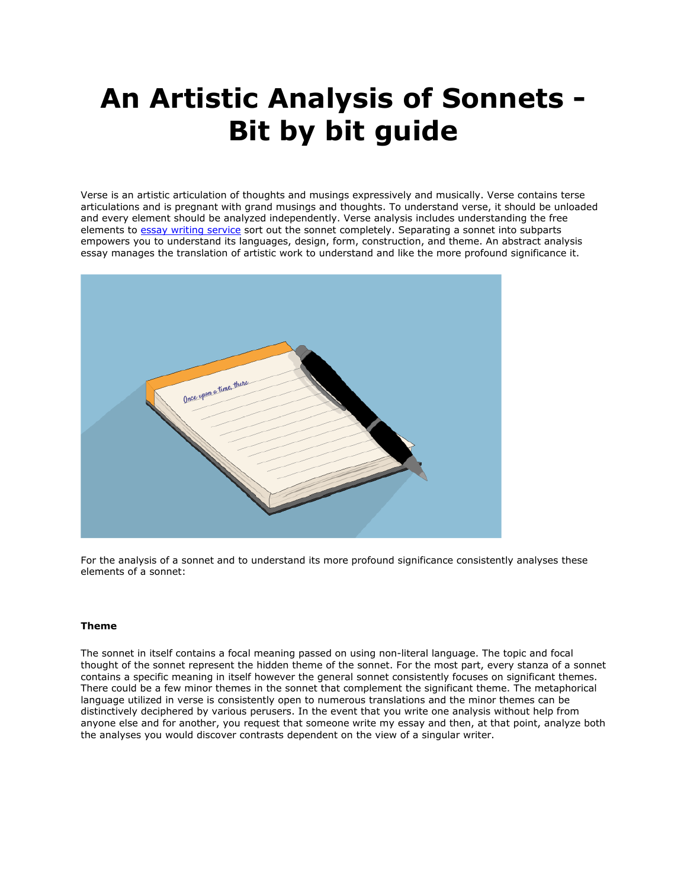# An Artistic Analysis of Sonnets - Bit by bit guide

Verse is an artistic articulation of thoughts and musings expressively and musically. Verse contains terse articulations and is pregnant with grand musings and thoughts. To understand verse, it should be unloaded and every element should be analyzed independently. Verse analysis includes understanding the free elements to [essay writing service] sort out the sonnet completely. Separating a sonnet into subparts empowers you to understand its languages, design, form, construction, and theme. An abstract analysis essay manages the translation of artistic work to understand and like the more profound significance it.

For the analysis of a sonnet and to understand its more profound significance consistently analyses these elements of a sonnet:

**Theme**

The sonnet in itself contains a focal meaning passed on using non-literal language. The topic and focal thought of the sonnet represent the hidden theme of the sonnet. For the most part, every stanza of a sonnet contains a specific meaning in itself however the general sonnet consistently focuses on significant themes. There could be a few minor themes in the sonnet that complement the significant theme. The metaphorical language utilized in verse is consistently open to numerous translations and the minor themes can be distinctively deciphered by various perusers. In the event that you write one analysis without help from anyone else and for another, you request that someone write my essay and then, at that point, analyze both the analyses you would discover contrasts dependent on the view of a singular writer.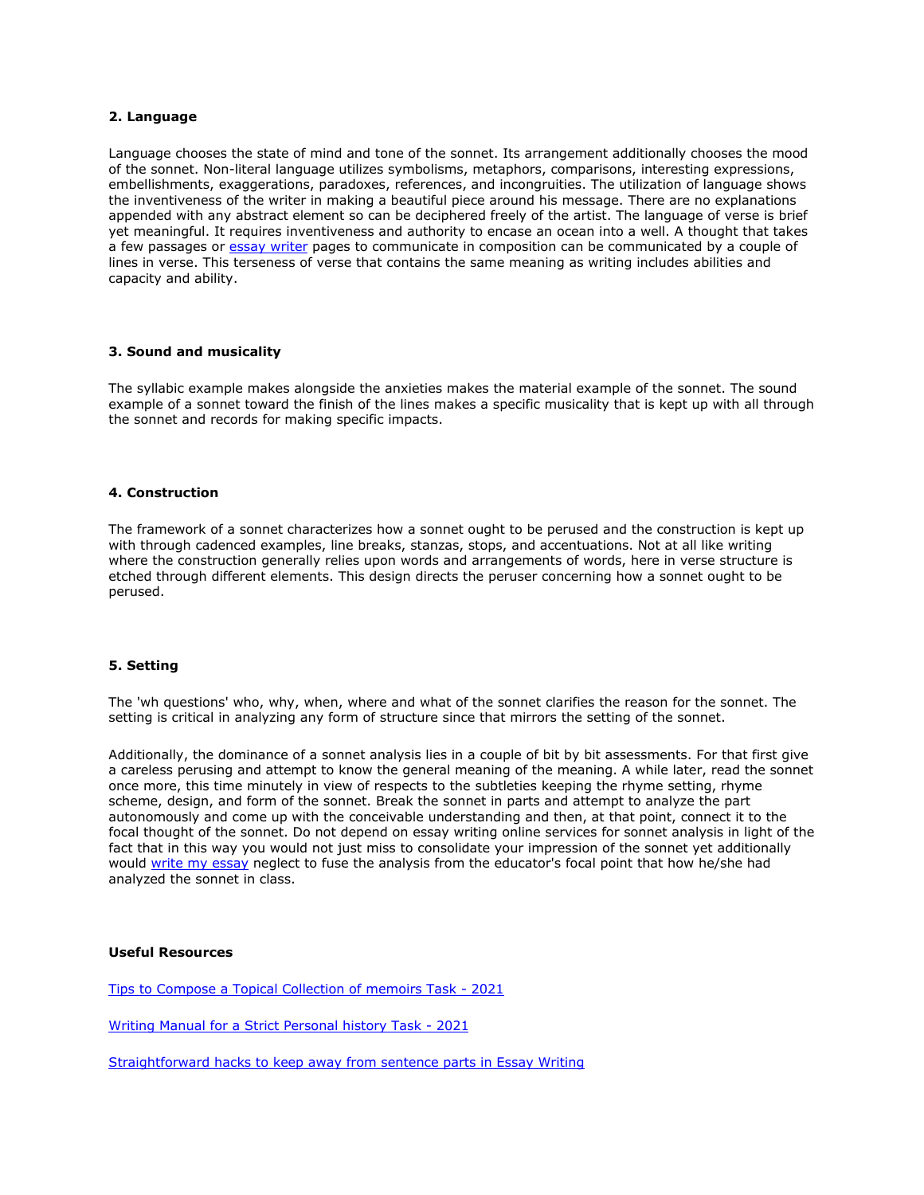### 2. Language

Language chooses the state of mind and tone of the sonnet. Its arrangement additionally chooses the mood of the sonnet. Non-literal language utilizes symbolisms, metaphors, comparisons, interesting expressions, embellishments, exaggerations, paradoxes, references, and incongruities. The utilization of language shows the inventiveness of the writer in making a beautiful piece around his message. There are no explanations appended with any abstract element so can be deciphered freely of the artist. The language of verse is brief yet meaningful. It requires inventiveness and authority to encase an ocean into a well. A thought that takes a few passages or [essay writer](#) pages to communicate in composition can be communicated by a couple of lines in verse. This terseness of verse that contains the same meaning as writing includes abilities and capacity and ability.

### 3. Sound and musicality

The syllabic example makes alongside the anxieties makes the material example of the sonnet. The sound example of a sonnet toward the finish of the lines makes a specific musicality that is kept up with all through the sonnet and records for making specific impacts.

### 4. Construction

The framework of a sonnet characterizes how a sonnet ought to be perused and the construction is kept up with through cadenced examples, line breaks, stanzas, stops, and accentuations. Not at all like writing where the construction generally relies upon words and arrangements of words, here in verse structure is etched through different elements. This design directs the peruser concerning how a sonnet ought to be perused.

### 5. Setting

The 'wh questions' who, why, when, where and what of the sonnet clarifies the reason for the sonnet. The setting is critical in analyzing any form of structure since that mirrors the setting of the sonnet.

Additionally, the dominance of a sonnet analysis lies in a couple of bit by bit assessments. For that first give a careless perusing and attempt to know the general meaning of the meaning. A while later, read the sonnet once more, this time minutely in view of respects to the subtleties keeping the rhyme setting, rhyme scheme, design, and form of the sonnet. Break the sonnet in parts and attempt to analyze the part autonomously and come up with the conceivable understanding and then, at that point, connect it to the focal thought of the sonnet. Do not depend on essay writing online services for sonnet analysis in light of the fact that in this way you would not just miss to consolidate your impression of the sonnet yet additionally would [write my essay](#) neglect to fuse the analysis from the educator's focal point that how he/she had analyzed the sonnet in class.

### Useful Resources

[Tips to Compose a Topical Collection of memoirs Task - 2021](#)

[Writing Manual for a Strict Personal history Task - 2021](#)

[Straightforward hacks to keep away from sentence parts in Essay Writing](#)